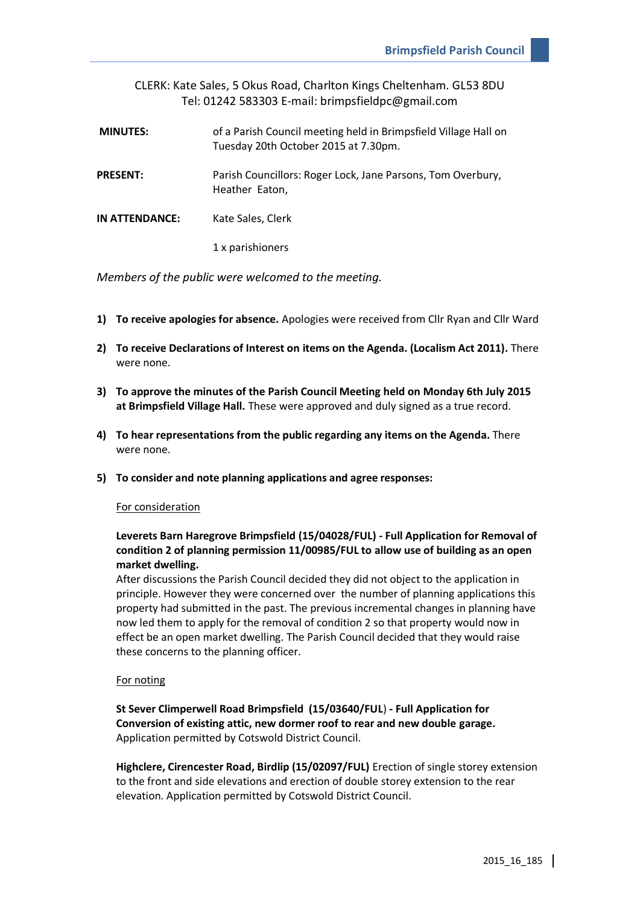CLERK: Kate Sales, 5 Okus Road, Charlton Kings Cheltenham. GL53 8DU
Tel: 01242 583303 E-mail: brimpsfieldpc@gmail.com

**MINUTES:** of a Parish Council meeting held in Brimpsfield Village Hall on Tuesday 20th October 2015 at 7.30pm.

**PRESENT:** Parish Councillors: Roger Lock, Jane Parsons, Tom Overbury, Heather Eaton,

**IN ATTENDANCE:** Kate Sales, Clerk

1 x parishioners

*Members of the public were welcomed to the meeting.*

1) **To receive apologies for absence.** Apologies were received from Cllr Ryan and Cllr Ward

2) **To receive Declarations of Interest on items on the Agenda. (Localism Act 2011).** There were none.

3) **To approve the minutes of the Parish Council Meeting held on Monday 6th July 2015 at Brimpsfield Village Hall.** These were approved and duly signed as a true record.

4) **To hear representations from the public regarding any items on the Agenda.** There were none.

5) **To consider and note planning applications and agree responses:**

For consideration

**Leverets Barn Haregrove Brimpsfield (15/04028/FUL) - Full Application for Removal of condition 2 of planning permission 11/00985/FUL to allow use of building as an open market dwelling.**
After discussions the Parish Council decided they did not object to the application in principle. However they were concerned over the number of planning applications this property had submitted in the past. The previous incremental changes in planning have now led them to apply for the removal of condition 2 so that property would now in effect be an open market dwelling. The Parish Council decided that they would raise these concerns to the planning officer.

For noting

**St Sever Climperwell Road Brimpsfield (15/03640/FUL) - Full Application for Conversion of existing attic, new dormer roof to rear and new double garage.**
Application permitted by Cotswold District Council.

**Highclere, Cirencester Road, Birdlip (15/02097/FUL)** Erection of single storey extension to the front and side elevations and erection of double storey extension to the rear elevation. Application permitted by Cotswold District Council.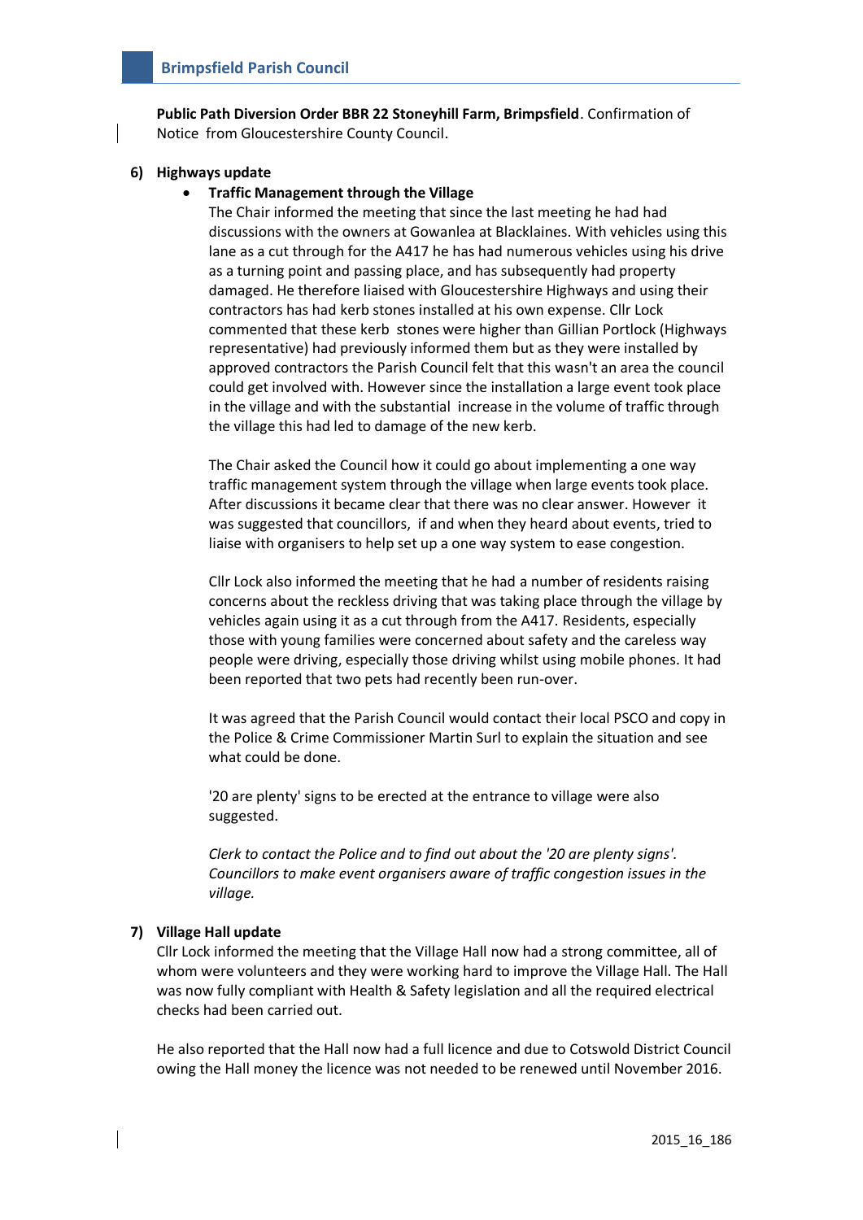**Public Path Diversion Order BBR 22 Stoneyhill Farm, Brimpsfield**. Confirmation of Notice from Gloucestershire County Council.

**6) Highways update**

- **Traffic Management through the Village**

  The Chair informed the meeting that since the last meeting he had had discussions with the owners at Gowanlea at Blacklaines. With vehicles using this lane as a cut through for the A417 he has had numerous vehicles using his drive as a turning point and passing place, and has subsequently had property damaged. He therefore liaised with Gloucestershire Highways and using their contractors has had kerb stones installed at his own expense. Cllr Lock commented that these kerb stones were higher than Gillian Portlock (Highways representative) had previously informed them but as they were installed by approved contractors the Parish Council felt that this wasn't an area the council could get involved with. However since the installation a large event took place in the village and with the substantial increase in the volume of traffic through the village this had led to damage of the new kerb.

  The Chair asked the Council how it could go about implementing a one way traffic management system through the village when large events took place. After discussions it became clear that there was no clear answer. However it was suggested that councillors, if and when they heard about events, tried to liaise with organisers to help set up a one way system to ease congestion.

  Cllr Lock also informed the meeting that he had a number of residents raising concerns about the reckless driving that was taking place through the village by vehicles again using it as a cut through from the A417. Residents, especially those with young families were concerned about safety and the careless way people were driving, especially those driving whilst using mobile phones. It had been reported that two pets had recently been run-over.

  It was agreed that the Parish Council would contact their local PSCO and copy in the Police & Crime Commissioner Martin Surl to explain the situation and see what could be done.

  '20 are plenty' signs to be erected at the entrance to village were also suggested.

  *Clerk to contact the Police and to find out about the '20 are plenty signs'. Councillors to make event organisers aware of traffic congestion issues in the village.*

**7) Village Hall update**

Cllr Lock informed the meeting that the Village Hall now had a strong committee, all of whom were volunteers and they were working hard to improve the Village Hall. The Hall was now fully compliant with Health & Safety legislation and all the required electrical checks had been carried out.

He also reported that the Hall now had a full licence and due to Cotswold District Council owing the Hall money the licence was not needed to be renewed until November 2016.

2015_16_186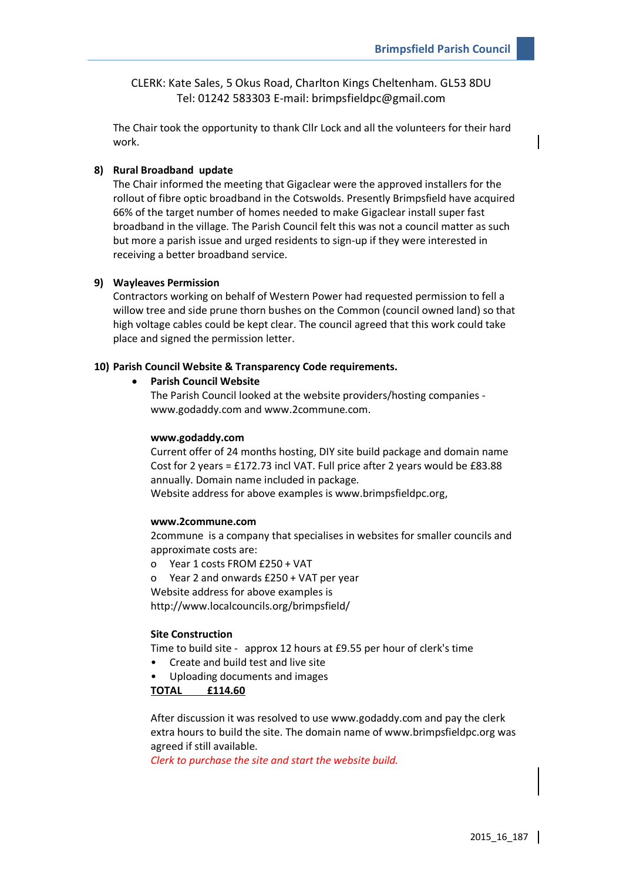CLERK: Kate Sales, 5 Okus Road, Charlton Kings Cheltenham. GL53 8DU
Tel: 01242 583303 E-mail: brimpsfieldpc@gmail.com

The Chair took the opportunity to thank Cllr Lock and all the volunteers for their hard work.

**8) Rural Broadband update**

The Chair informed the meeting that Gigaclear were the approved installers for the rollout of fibre optic broadband in the Cotswolds. Presently Brimpsfield have acquired 66% of the target number of homes needed to make Gigaclear install super fast broadband in the village. The Parish Council felt this was not a council matter as such but more a parish issue and urged residents to sign-up if they were interested in receiving a better broadband service.

**9) Wayleaves Permission**

Contractors working on behalf of Western Power had requested permission to fell a willow tree and side prune thorn bushes on the Common (council owned land) so that high voltage cables could be kept clear. The council agreed that this work could take place and signed the permission letter.

**10) Parish Council Website & Transparency Code requirements.**

- **Parish Council Website**

  The Parish Council looked at the website providers/hosting companies - www.godaddy.com and www.2commune.com.

  **www.godaddy.com**

  Current offer of 24 months hosting, DIY site build package and domain name Cost for 2 years = £172.73 incl VAT. Full price after 2 years would be £83.88 annually. Domain name included in package.
  Website address for above examples is www.brimpsfieldpc.org,

  **www.2commune.com**

  2commune is a company that specialises in websites for smaller councils and approximate costs are:

  - Year 1 costs FROM £250 + VAT
  - Year 2 and onwards £250 + VAT per year

  Website address for above examples is
  http://www.localcouncils.org/brimpsfield/

  **Site Construction**

  Time to build site - approx 12 hours at £9.55 per hour of clerk's time

  - Create and build test and live site
  - Uploading documents and images

  **TOTAL £114.60**

  After discussion it was resolved to use www.godaddy.com and pay the clerk extra hours to build the site. The domain name of www.brimpsfieldpc.org was agreed if still available.
  *Clerk to purchase the site and start the website build.*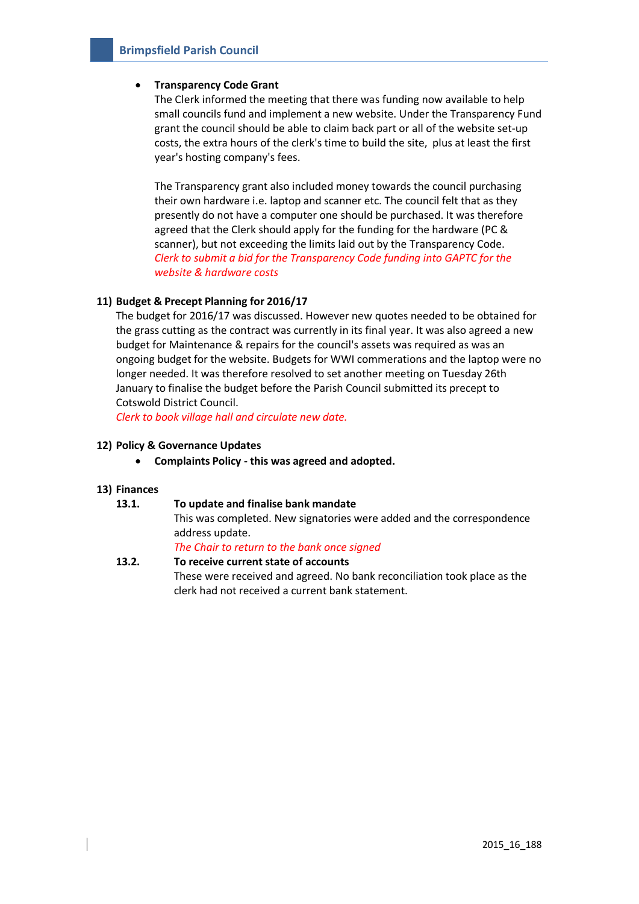- **Transparency Code Grant**
  The Clerk informed the meeting that there was funding now available to help small councils fund and implement a new website. Under the Transparency Fund grant the council should be able to claim back part or all of the website set-up costs, the extra hours of the clerk's time to build the site, plus at least the first year's hosting company's fees.

  The Transparency grant also included money towards the council purchasing their own hardware i.e. laptop and scanner etc. The council felt that as they presently do not have a computer one should be purchased. It was therefore agreed that the Clerk should apply for the funding for the hardware (PC & scanner), but not exceeding the limits laid out by the Transparency Code.
  *Clerk to submit a bid for the Transparency Code funding into GAPTC for the website & hardware costs*

**11) Budget & Precept Planning for 2016/17**

The budget for 2016/17 was discussed. However new quotes needed to be obtained for the grass cutting as the contract was currently in its final year. It was also agreed a new budget for Maintenance & repairs for the council's assets was required as was an ongoing budget for the website. Budgets for WWI commerations and the laptop were no longer needed. It was therefore resolved to set another meeting on Tuesday 26th January to finalise the budget before the Parish Council submitted its precept to Cotswold District Council.
*Clerk to book village hall and circulate new date.*

**12) Policy & Governance Updates**

- **Complaints Policy - this was agreed and adopted.**

**13) Finances**

**13.1. To update and finalise bank mandate**
This was completed. New signatories were added and the correspondence address update.
*The Chair to return to the bank once signed*

**13.2. To receive current state of accounts**
These were received and agreed. No bank reconciliation took place as the clerk had not received a current bank statement.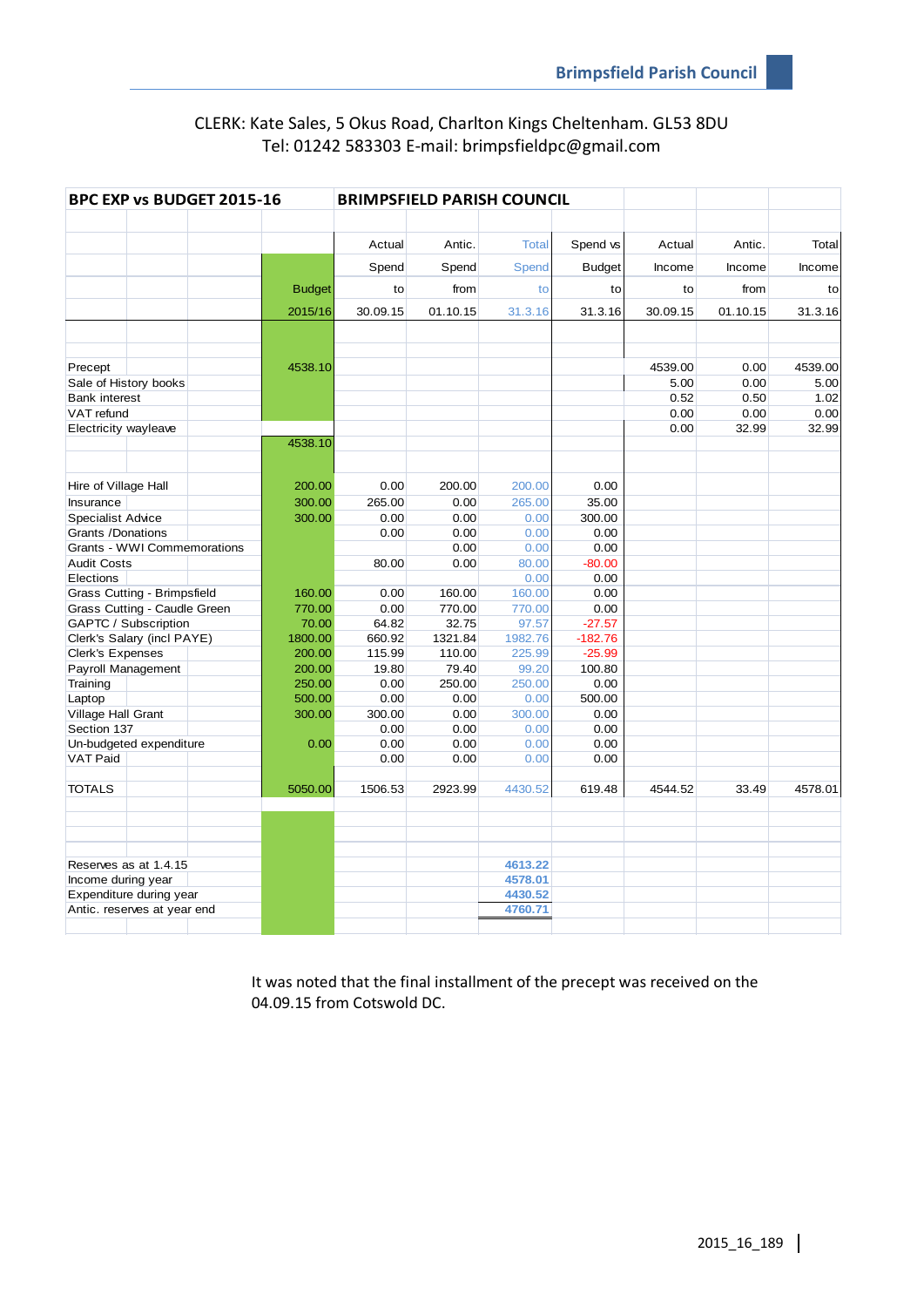**Brimpsfield Parish Council**

CLERK: Kate Sales, 5 Okus Road, Charlton Kings Cheltenham. GL53 8DU
Tel: 01242 583303 E-mail: brimpsfieldpc@gmail.com

| BPC EXP vs BUDGET 2015-16 | BRIMPSFIELD PARISH COUNCIL | | | | | | | |
|---|---|---|---|---|---|---|---|---|
| | Budget 2015/16 | Actual Spend to 30.09.15 | Antic. Spend from 01.10.15 | Total Spend to 31.3.16 | Spend vs Budget to 31.3.16 | Actual Income to 30.09.15 | Antic. Income from 01.10.15 | Total Income to 31.3.16 |
| Precept | 4538.10 | | | | | 4539.00 | 0.00 | 4539.00 |
| Sale of History books | | | | | | 5.00 | 0.00 | 5.00 |
| Bank interest | | | | | | 0.52 | 0.50 | 1.02 |
| VAT refund | | | | | | 0.00 | 0.00 | 0.00 |
| Electricity wayleave | | | | | | 0.00 | 32.99 | 32.99 |
| | 4538.10 | | | | | | | |
| Hire of Village Hall | 200.00 | 0.00 | 200.00 | 200.00 | 0.00 | | | |
| Insurance | 300.00 | 265.00 | 0.00 | 265.00 | 35.00 | | | |
| Specialist Advice | 300.00 | 0.00 | 0.00 | 0.00 | 300.00 | | | |
| Grants /Donations | | 0.00 | 0.00 | 0.00 | 0.00 | | | |
| Grants - WWI Commemorations | | | 0.00 | 0.00 | 0.00 | | | |
| Audit Costs | | 80.00 | 0.00 | 80.00 | -80.00 | | | |
| Elections | | | | 0.00 | 0.00 | | | |
| Grass Cutting - Brimpsfield | 160.00 | 0.00 | 160.00 | 160.00 | 0.00 | | | |
| Grass Cutting - Caudle Green | 770.00 | 0.00 | 770.00 | 770.00 | 0.00 | | | |
| GAPTC / Subscription | 70.00 | 64.82 | 32.75 | 97.57 | -27.57 | | | |
| Clerk's Salary (incl PAYE) | 1800.00 | 660.92 | 1321.84 | 1982.76 | -182.76 | | | |
| Clerk's Expenses | 200.00 | 115.99 | 110.00 | 225.99 | -25.99 | | | |
| Payroll Management | 200.00 | 19.80 | 79.40 | 99.20 | 100.80 | | | |
| Training | 250.00 | 0.00 | 250.00 | 250.00 | 0.00 | | | |
| Laptop | 500.00 | 0.00 | 0.00 | 0.00 | 500.00 | | | |
| Village Hall Grant | 300.00 | 300.00 | 0.00 | 300.00 | 0.00 | | | |
| Section 137 | | 0.00 | 0.00 | 0.00 | 0.00 | | | |
| Un-budgeted expenditure | 0.00 | 0.00 | 0.00 | 0.00 | 0.00 | | | |
| VAT Paid | | 0.00 | 0.00 | 0.00 | 0.00 | | | |
| TOTALS | 5050.00 | 1506.53 | 2923.99 | 4430.52 | 619.48 | 4544.52 | 33.49 | 4578.01 |
| Reserves as at 1.4.15 | | | | 4613.22 | | | | |
| Income during year | | | | 4578.01 | | | | |
| Expenditure during year | | | | 4430.52 | | | | |
| Antic. reserves at year end | | | | 4760.71 | | | | |

It was noted that the final installment of the precept was received on the 04.09.15 from Cotswold DC.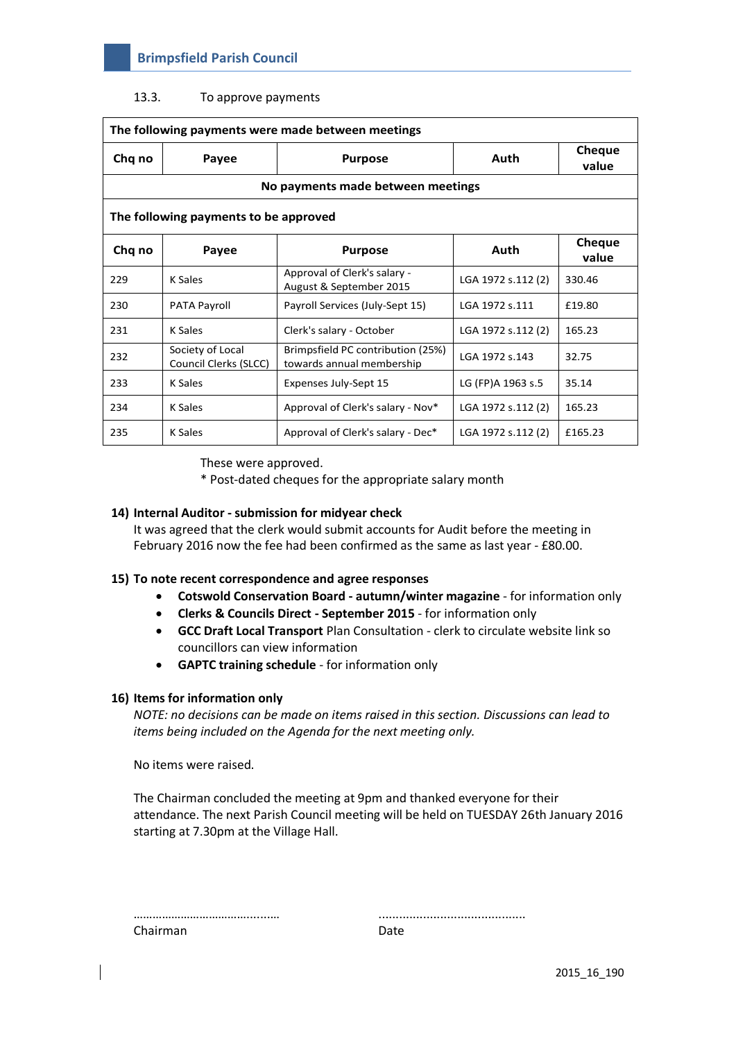13.3. To approve payments

| The following payments were made between meetings | | | | |
|---|---|---|---|---|
| **Chq no** | **Payee** | **Purpose** | **Auth** | **Cheque value** |
| | | **No payments made between meetings** | | |
| **The following payments to be approved** | | | | |
| **Chq no** | **Payee** | **Purpose** | **Auth** | **Cheque value** |
| 229 | K Sales | Approval of Clerk's salary - August & September 2015 | LGA 1972 s.112 (2) | 330.46 |
| 230 | PATA Payroll | Payroll Services (July-Sept 15) | LGA 1972 s.111 | £19.80 |
| 231 | K Sales | Clerk's salary - October | LGA 1972 s.112 (2) | 165.23 |
| 232 | Society of Local Council Clerks (SLCC) | Brimpsfield PC contribution (25%) towards annual membership | LGA 1972 s.143 | 32.75 |
| 233 | K Sales | Expenses July-Sept 15 | LG (FP)A 1963 s.5 | 35.14 |
| 234 | K Sales | Approval of Clerk's salary - Nov* | LGA 1972 s.112 (2) | 165.23 |
| 235 | K Sales | Approval of Clerk's salary - Dec* | LGA 1972 s.112 (2) | £165.23 |

These were approved.
\* Post-dated cheques for the appropriate salary month

**14) Internal Auditor - submission for midyear check**

It was agreed that the clerk would submit accounts for Audit before the meeting in February 2016 now the fee had been confirmed as the same as last year - £80.00.

**15) To note recent correspondence and agree responses**

- **Cotswold Conservation Board - autumn/winter magazine** - for information only
- **Clerks & Councils Direct - September 2015** - for information only
- **GCC Draft Local Transport** Plan Consultation - clerk to circulate website link so councillors can view information
- **GAPTC training schedule** - for information only

**16) Items for information only**

*NOTE: no decisions can be made on items raised in this section. Discussions can lead to items being included on the Agenda for the next meeting only.*

No items were raised.

The Chairman concluded the meeting at 9pm and thanked everyone for their attendance. The next Parish Council meeting will be held on TUESDAY 26th January 2016 starting at 7.30pm at the Village Hall.

………………………………………. ...........................................

Chairman Date

2015_16_190